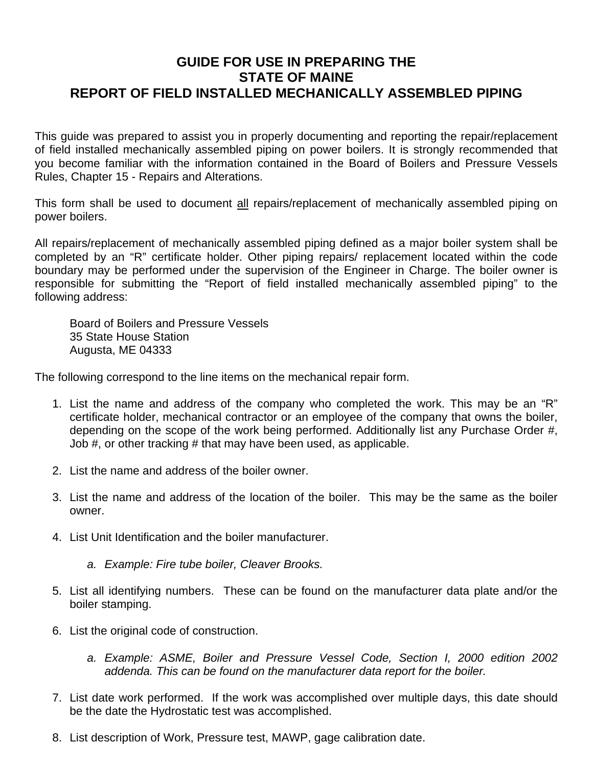# GUIDE FOR USE IN PREPARING THE STATE OF MAINE REPORT OF FIELD INSTALLED MECHANICALLY ASSEMBLED PIPING

This guide was prepared to assist you in properly documenting and reporting the repair/replacement of field installed mechanically assembled piping on power boilers. It is strongly recommended that you become familiar with the information contained in the Board of Boilers and Pressure Vessels Rules, Chapter 15 - Repairs and Alterations.

This form shall be used to document <u>all</u> repairs/replacement of mechanically assembled piping on power boilers.

All repairs/replacement of mechanically assembled piping defined as a major boiler system shall be completed by an "R" certificate holder. Other piping repairs/ replacement located within the code boundary may be performed under the supervision of the Engineer in Charge. The boiler owner is responsible for submitting the "Report of field installed mechanically assembled piping" to the following address:

> Board of Boilers and Pressure Vessels
> 35 State House Station
> Augusta, ME 04333

The following correspond to the line items on the mechanical repair form.

1. List the name and address of the company who completed the work. This may be an "R" certificate holder, mechanical contractor or an employee of the company that owns the boiler, depending on the scope of the work being performed. Additionally list any Purchase Order #, Job #, or other tracking # that may have been used, as applicable.

2. List the name and address of the boiler owner.

3. List the name and address of the location of the boiler. This may be the same as the boiler owner.

4. List Unit Identification and the boiler manufacturer.

    a. *Example: Fire tube boiler, Cleaver Brooks.*

5. List all identifying numbers. These can be found on the manufacturer data plate and/or the boiler stamping.

6. List the original code of construction.

    a. *Example: ASME, Boiler and Pressure Vessel Code, Section I, 2000 edition 2002 addenda. This can be found on the manufacturer data report for the boiler.*

7. List date work performed. If the work was accomplished over multiple days, this date should be the date the Hydrostatic test was accomplished.

8. List description of Work, Pressure test, MAWP, gage calibration date.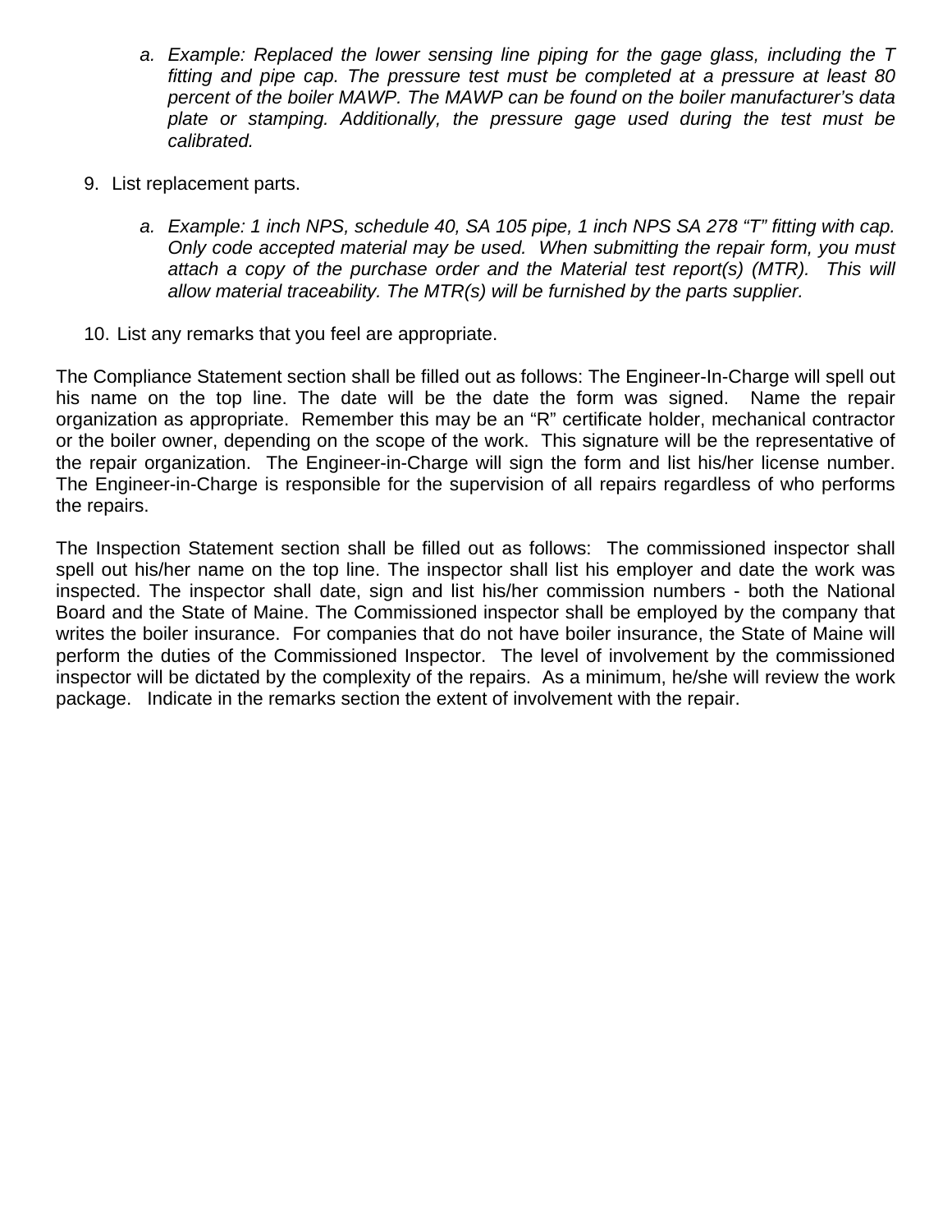a. *Example: Replaced the lower sensing line piping for the gage glass, including the T fitting and pipe cap. The pressure test must be completed at a pressure at least 80 percent of the boiler MAWP. The MAWP can be found on the boiler manufacturer's data plate or stamping. Additionally, the pressure gage used during the test must be calibrated.*

9. List replacement parts.

   a. *Example: 1 inch NPS, schedule 40, SA 105 pipe, 1 inch NPS SA 278 "T" fitting with cap. Only code accepted material may be used. When submitting the repair form, you must attach a copy of the purchase order and the Material test report(s) (MTR). This will allow material traceability. The MTR(s) will be furnished by the parts supplier.*

10. List any remarks that you feel are appropriate.

The Compliance Statement section shall be filled out as follows: The Engineer-In-Charge will spell out his name on the top line. The date will be the date the form was signed. Name the repair organization as appropriate. Remember this may be an "R" certificate holder, mechanical contractor or the boiler owner, depending on the scope of the work. This signature will be the representative of the repair organization. The Engineer-in-Charge will sign the form and list his/her license number. The Engineer-in-Charge is responsible for the supervision of all repairs regardless of who performs the repairs.

The Inspection Statement section shall be filled out as follows: The commissioned inspector shall spell out his/her name on the top line. The inspector shall list his employer and date the work was inspected. The inspector shall date, sign and list his/her commission numbers - both the National Board and the State of Maine. The Commissioned inspector shall be employed by the company that writes the boiler insurance. For companies that do not have boiler insurance, the State of Maine will perform the duties of the Commissioned Inspector. The level of involvement by the commissioned inspector will be dictated by the complexity of the repairs. As a minimum, he/she will review the work package. Indicate in the remarks section the extent of involvement with the repair.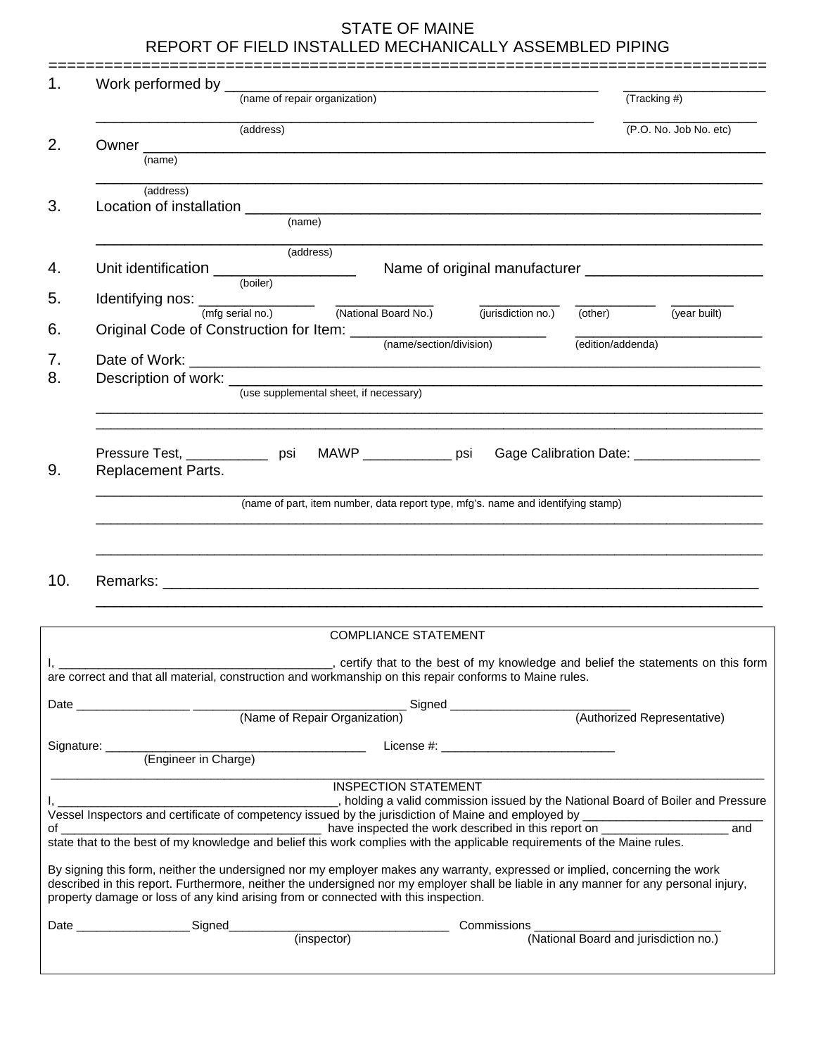# STATE OF MAINE
## REPORT OF FIELD INSTALLED MECHANICALLY ASSEMBLED PIPING

==============================================================================

1. Work performed by _______________________________________________ _______________
   (name of repair organization) (Tracking #)

   _______________________________________________________________ _______________
   (address) (P.O. No. Job No. etc)

2. Owner _____________________________________________________________________
   (name)

   ___________________________________________________________________________
   (address)

3. Location of installation _____________________________________________________
   (name)

   ___________________________________________________________________________
   (address)

4. Unit identification ________________ Name of original manufacturer ____________________
   (boiler)

5. Identifying nos: ______________ ______________ ___________ __________ ________
   (mfg serial no.) (National Board No.) (jurisdiction no.) (other) (year built)

6. Original Code of Construction for Item: ______________________ ______________________
   (name/section/division) (edition/addenda)

7. Date of Work: _______________________________________________________________

8. Description of work: __________________________________________________________
   (use supplemental sheet, if necessary)

   ___________________________________________________________________________

   ___________________________________________________________________________

   Pressure Test, ___________ psi MAWP ____________ psi Gage Calibration Date: ________________

9. Replacement Parts.

   ___________________________________________________________________________
   (name of part, item number, data report type, mfg's. name and identifying stamp)

   ___________________________________________________________________________

   ___________________________________________________________________________

10. Remarks: ____________________________________________________________________

   ___________________________________________________________________________

### COMPLIANCE STATEMENT

I, _______________________________________, certify that to the best of my knowledge and belief the statements on this form are correct and that all material, construction and workmanship on this repair conforms to Maine rules.

Date ________________ _______________________________ Signed __________________________
(Name of Repair Organization) (Authorized Representative)

Signature: _____________________________________ License #: _________________________
(Engineer in Charge)

### INSPECTION STATEMENT

I, _________________________________________, holding a valid commission issued by the National Board of Boiler and Pressure Vessel Inspectors and certificate of competency issued by the jurisdiction of Maine and employed by _________________________ of _______________________________________ have inspected the work described in this report on ___________________ and state that to the best of my knowledge and belief this work complies with the applicable requirements of the Maine rules.

By signing this form, neither the undersigned nor my employer makes any warranty, expressed or implied, concerning the work described in this report. Furthermore, neither the undersigned nor my employer shall be liable in any manner for any personal injury, property damage or loss of any kind arising from or connected with this inspection.

Date ________________ Signed________________________________ Commissions ___________________________
(inspector) (National Board and jurisdiction no.)